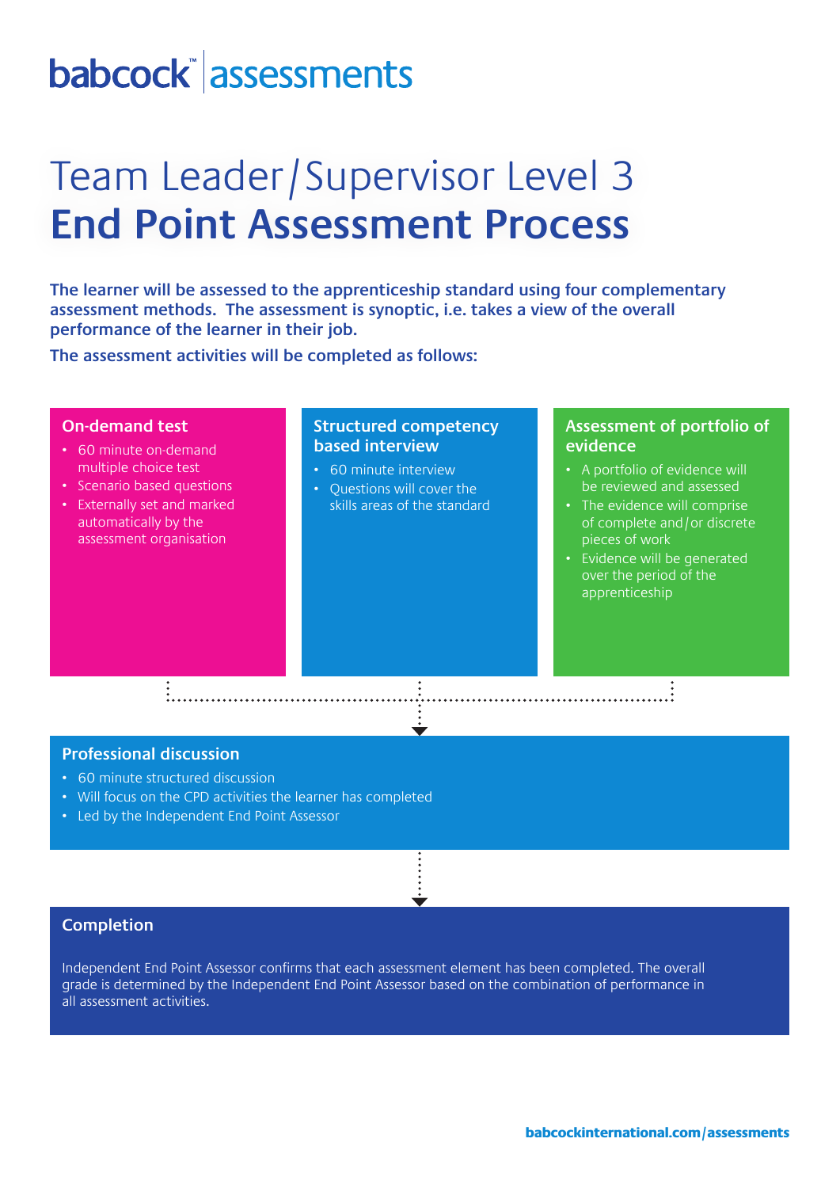babcock™ assessments

# Team Leader/Supervisor Level 3
# **End Point Assessment Process**

**The learner will be assessed to the apprenticeship standard using four complementary assessment methods. The assessment is synoptic, i.e. takes a view of the overall performance of the learner in their job.**

**The assessment activities will be completed as follows:**

## On-demand test

- 60 minute on-demand multiple choice test
- Scenario based questions
- Externally set and marked automatically by the assessment organisation

## Structured competency based interview

- 60 minute interview
- Questions will cover the skills areas of the standard

## Assessment of portfolio of evidence

- A portfolio of evidence will be reviewed and assessed
- The evidence will comprise of complete and/or discrete pieces of work
- Evidence will be generated over the period of the apprenticeship

## Professional discussion

- 60 minute structured discussion
- Will focus on the CPD activities the learner has completed
- Led by the Independent End Point Assessor

## Completion

Independent End Point Assessor confirms that each assessment element has been completed. The overall grade is determined by the Independent End Point Assessor based on the combination of performance in all assessment activities.

**babcockinternational.com/assessments**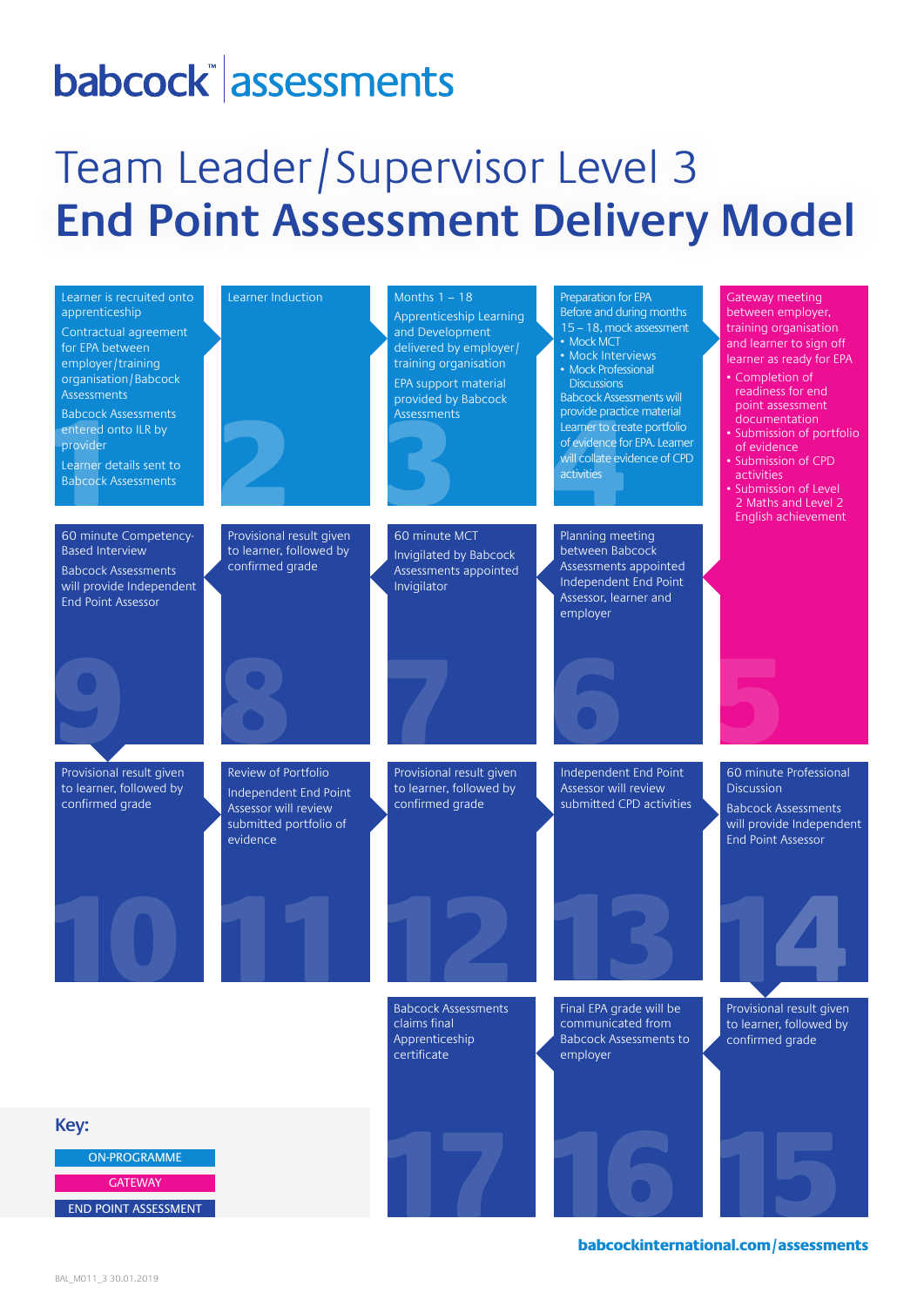# babcock™ assessments

# Team Leader/Supervisor Level 3
# **End Point Assessment Delivery Model**

**1**

Learner is recruited onto apprenticeship

Contractual agreement for EPA between employer/training organisation/Babcock Assessments

Babcock Assessments entered onto ILR by provider

Learner details sent to Babcock Assessments

**2**

Learner Induction

**3**

Months 1 – 18

Apprenticeship Learning and Development delivered by employer/training organisation

EPA support material provided by Babcock Assessments

**4**

Preparation for EPA
Before and during months 15 – 18, mock assessment

- Mock MCT
- Mock Interviews
- Mock Professional Discussions

Babcock Assessments will provide practice material

Learner to create portfolio of evidence for EPA. Learner will collate evidence of CPD activities

**5**

Gateway meeting between employer, training organisation and learner to sign off learner as ready for EPA

- Completion of readiness for end point assessment documentation
- Submission of portfolio of evidence
- Submission of CPD activities
- Submission of Level 2 Maths and Level 2 English achievement

**6**

Planning meeting between Babcock Assessments appointed Independent End Point Assessor, learner and employer

**7**

60 minute MCT

Invigilated by Babcock Assessments appointed Invigilator

**8**

Provisional result given to learner, followed by confirmed grade

**9**

60 minute Competency-Based Interview

Babcock Assessments will provide Independent End Point Assessor

**10**

Provisional result given to learner, followed by confirmed grade

**11**

Review of Portfolio

Independent End Point Assessor will review submitted portfolio of evidence

**12**

Provisional result given to learner, followed by confirmed grade

**13**

Independent End Point Assessor will review submitted CPD activities

**14**

60 minute Professional Discussion

Babcock Assessments will provide Independent End Point Assessor

**15**

Provisional result given to learner, followed by confirmed grade

**16**

Final EPA grade will be communicated from Babcock Assessments to employer

**17**

Babcock Assessments claims final Apprenticeship certificate

**Key:**

- ON-PROGRAMME
- GATEWAY
- END POINT ASSESSMENT

**babcockinternational.com/assessments**

BAL_M011_3 30.01.2019